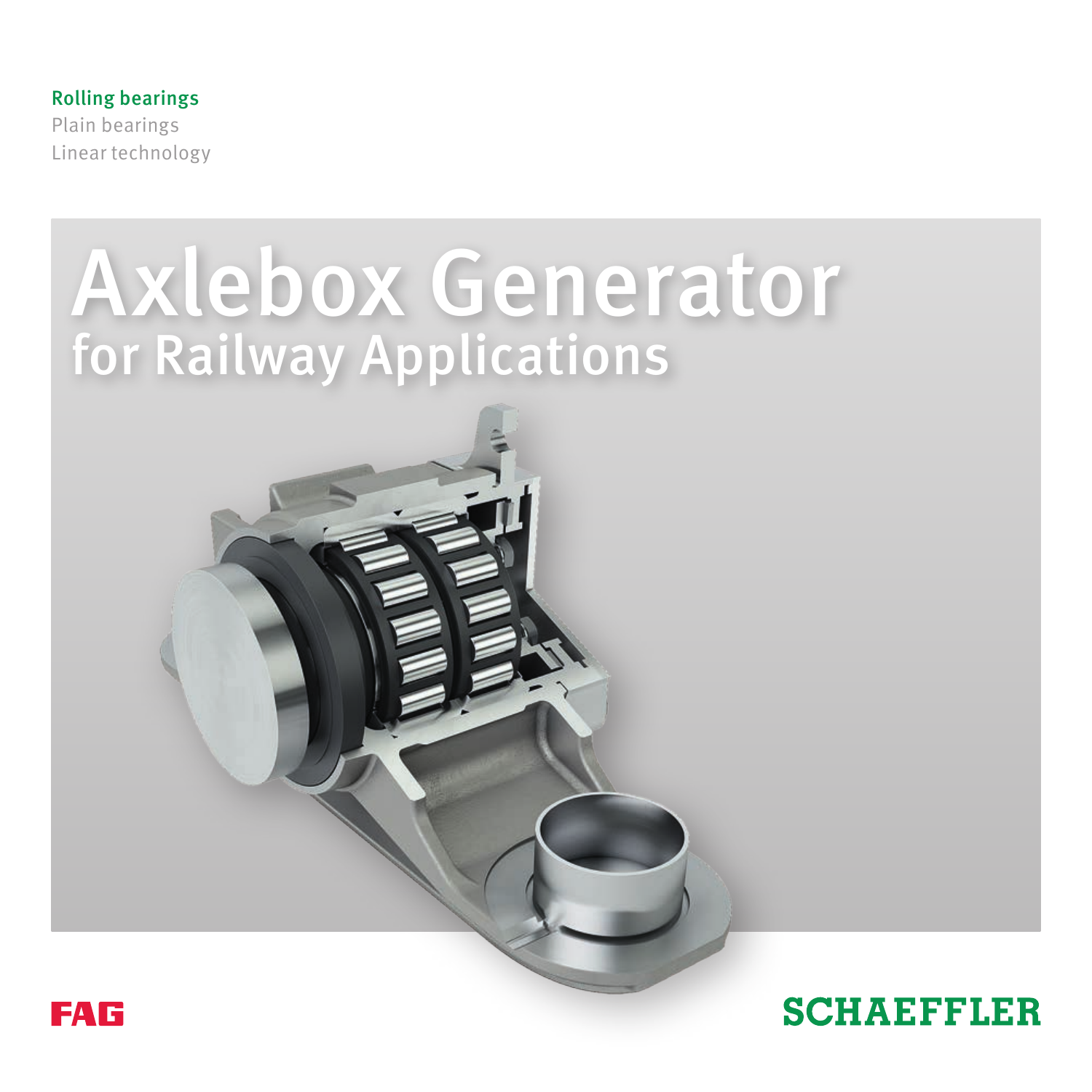Rolling bearings
Plain bearings
Linear technology

# Axlebox Generator

## for Railway Applications

FAG

SCHAEFFLER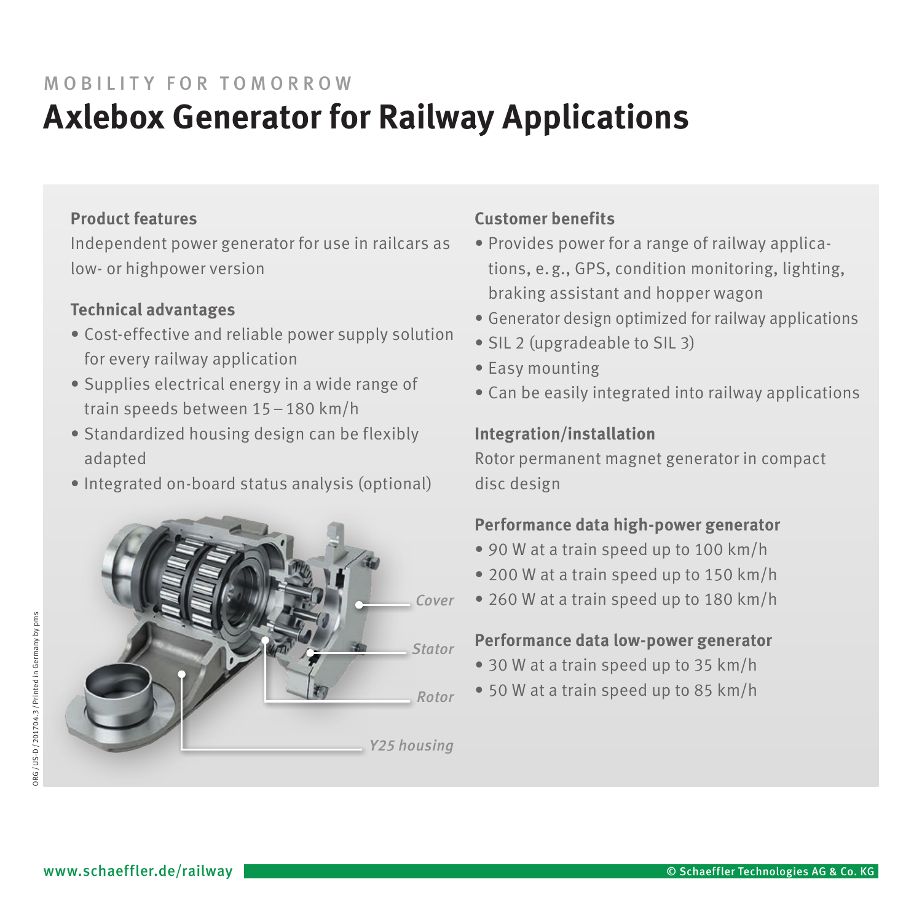MOBILITY FOR TOMORROW

# Axlebox Generator for Railway Applications

### Product features

Independent power generator for use in railcars as low- or highpower version

### Technical advantages

- Cost-effective and reliable power supply solution for every railway application
- Supplies electrical energy in a wide range of train speeds between 15 – 180 km/h
- Standardized housing design can be flexibly adapted
- Integrated on-board status analysis (optional)

Cover

Stator

Rotor

Y25 housing

### Customer benefits

- Provides power for a range of railway applications, e.g., GPS, condition monitoring, lighting, braking assistant and hopper wagon
- Generator design optimized for railway applications
- SIL 2 (upgradeable to SIL 3)
- Easy mounting
- Can be easily integrated into railway applications

### Integration/installation

Rotor permanent magnet generator in compact disc design

### Performance data high-power generator

- 90 W at a train speed up to 100 km/h
- 200 W at a train speed up to 150 km/h
- 260 W at a train speed up to 180 km/h

### Performance data low-power generator

- 30 W at a train speed up to 35 km/h
- 50 W at a train speed up to 85 km/h

ORG / US-D / 201704.3 / Printed in Germany by pms

www.schaeffler.de/railway

© Schaeffler Technologies AG & Co. KG